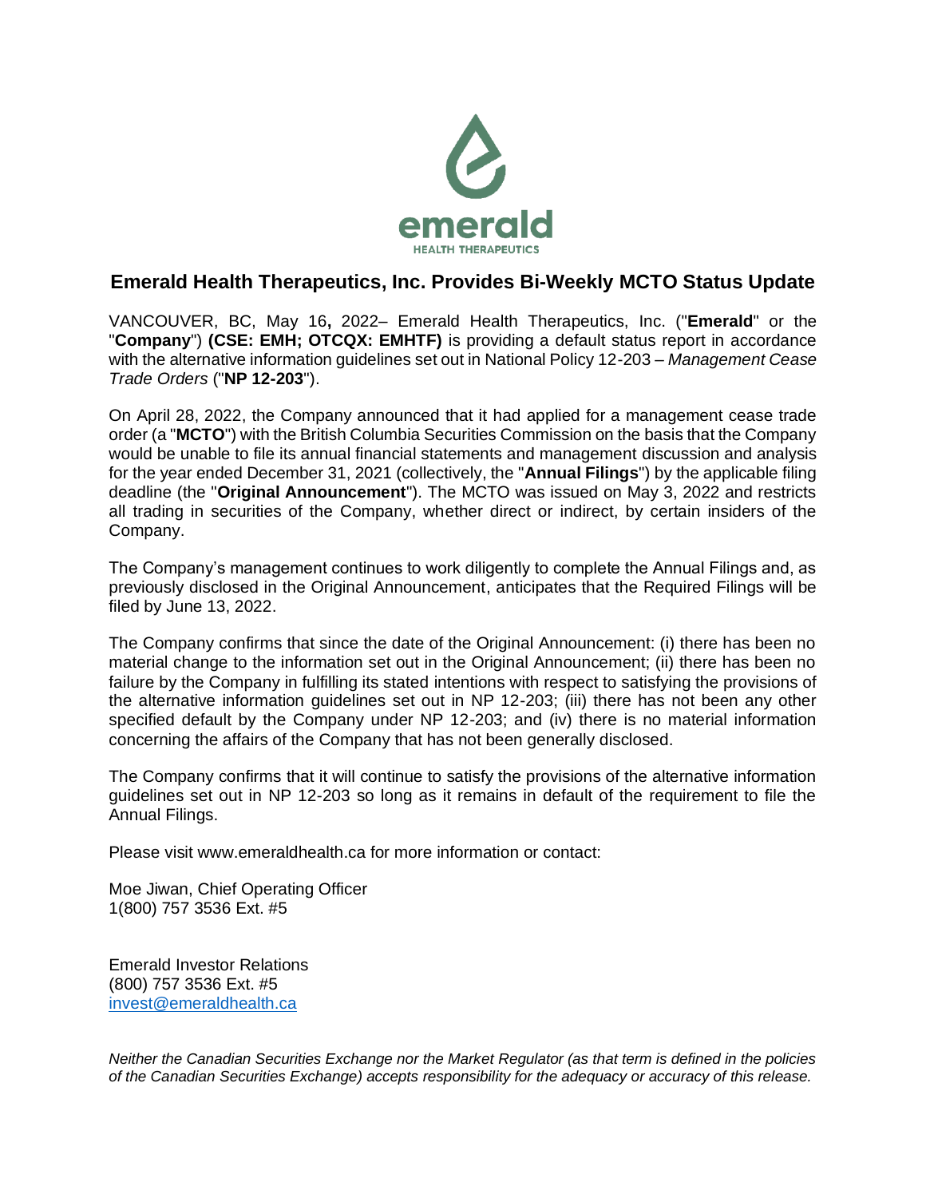# Emerald Health Therapeutics, Inc. Provides Bi-Weekly MCTO Status Update

VANCOUVER, BC, May 16**,** 2022– Emerald Health Therapeutics, Inc. ("**Emerald**" or the "**Company**") **(CSE: EMH; OTCQX: EMHTF)** is providing a default status report in accordance with the alternative information guidelines set out in National Policy 12-203 – *Management Cease Trade Orders* ("**NP 12-203**").

On April 28, 2022, the Company announced that it had applied for a management cease trade order (a "**MCTO**") with the British Columbia Securities Commission on the basis that the Company would be unable to file its annual financial statements and management discussion and analysis for the year ended December 31, 2021 (collectively, the "**Annual Filings**") by the applicable filing deadline (the "**Original Announcement**"). The MCTO was issued on May 3, 2022 and restricts all trading in securities of the Company, whether direct or indirect, by certain insiders of the Company.

The Company's management continues to work diligently to complete the Annual Filings and, as previously disclosed in the Original Announcement, anticipates that the Required Filings will be filed by June 13, 2022.

The Company confirms that since the date of the Original Announcement: (i) there has been no material change to the information set out in the Original Announcement; (ii) there has been no failure by the Company in fulfilling its stated intentions with respect to satisfying the provisions of the alternative information guidelines set out in NP 12-203; (iii) there has not been any other specified default by the Company under NP 12-203; and (iv) there is no material information concerning the affairs of the Company that has not been generally disclosed.

The Company confirms that it will continue to satisfy the provisions of the alternative information guidelines set out in NP 12-203 so long as it remains in default of the requirement to file the Annual Filings.

Please visit www.emeraldhealth.ca for more information or contact:

Moe Jiwan, Chief Operating Officer
1(800) 757 3536 Ext. #5

Emerald Investor Relations
(800) 757 3536 Ext. #5
invest@emeraldhealth.ca

*Neither the Canadian Securities Exchange nor the Market Regulator (as that term is defined in the policies of the Canadian Securities Exchange) accepts responsibility for the adequacy or accuracy of this release.*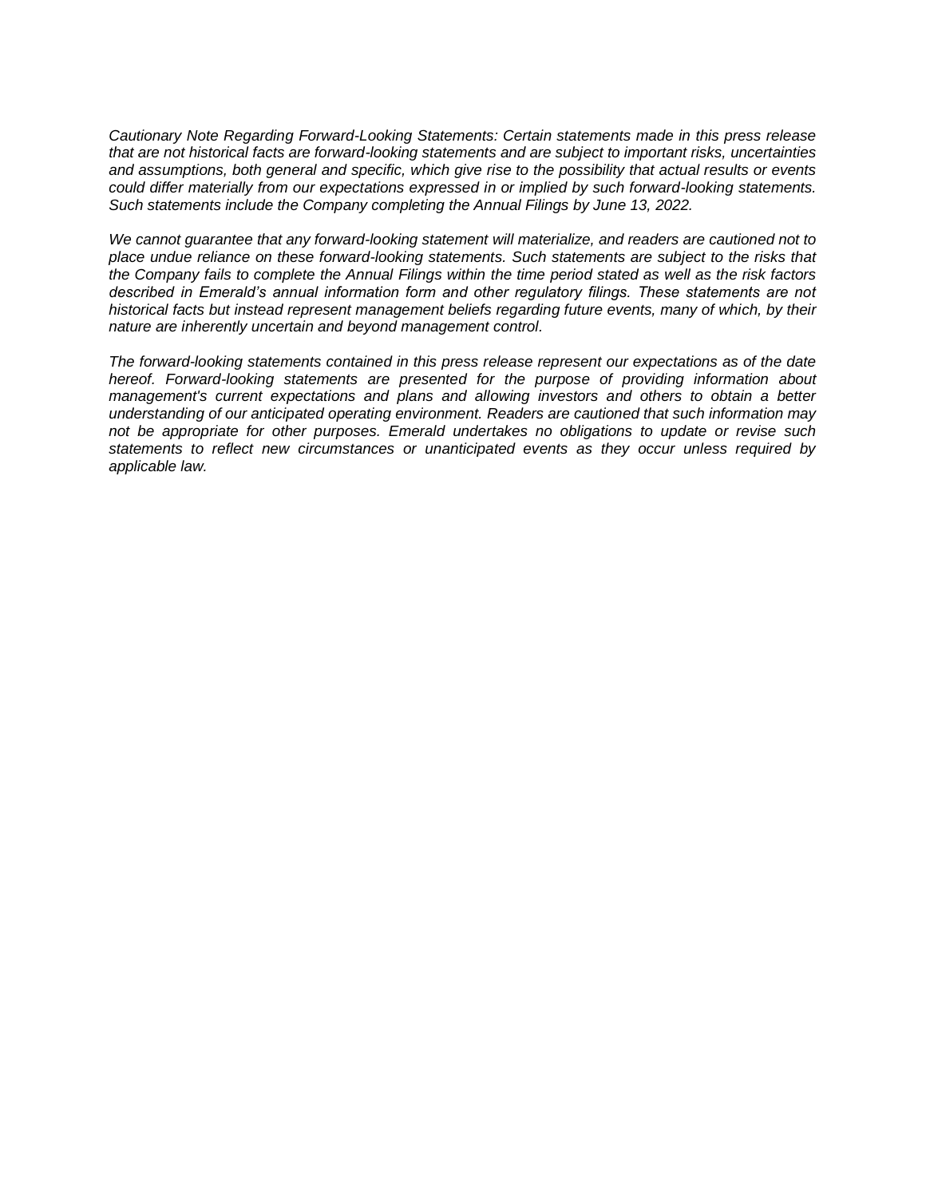*Cautionary Note Regarding Forward-Looking Statements: Certain statements made in this press release that are not historical facts are forward-looking statements and are subject to important risks, uncertainties and assumptions, both general and specific, which give rise to the possibility that actual results or events could differ materially from our expectations expressed in or implied by such forward-looking statements. Such statements include the Company completing the Annual Filings by June 13, 2022.*

*We cannot guarantee that any forward-looking statement will materialize, and readers are cautioned not to place undue reliance on these forward-looking statements. Such statements are subject to the risks that the Company fails to complete the Annual Filings within the time period stated as well as the risk factors described in Emerald's annual information form and other regulatory filings. These statements are not historical facts but instead represent management beliefs regarding future events, many of which, by their nature are inherently uncertain and beyond management control.*

*The forward-looking statements contained in this press release represent our expectations as of the date hereof. Forward-looking statements are presented for the purpose of providing information about management's current expectations and plans and allowing investors and others to obtain a better understanding of our anticipated operating environment. Readers are cautioned that such information may not be appropriate for other purposes. Emerald undertakes no obligations to update or revise such statements to reflect new circumstances or unanticipated events as they occur unless required by applicable law.*